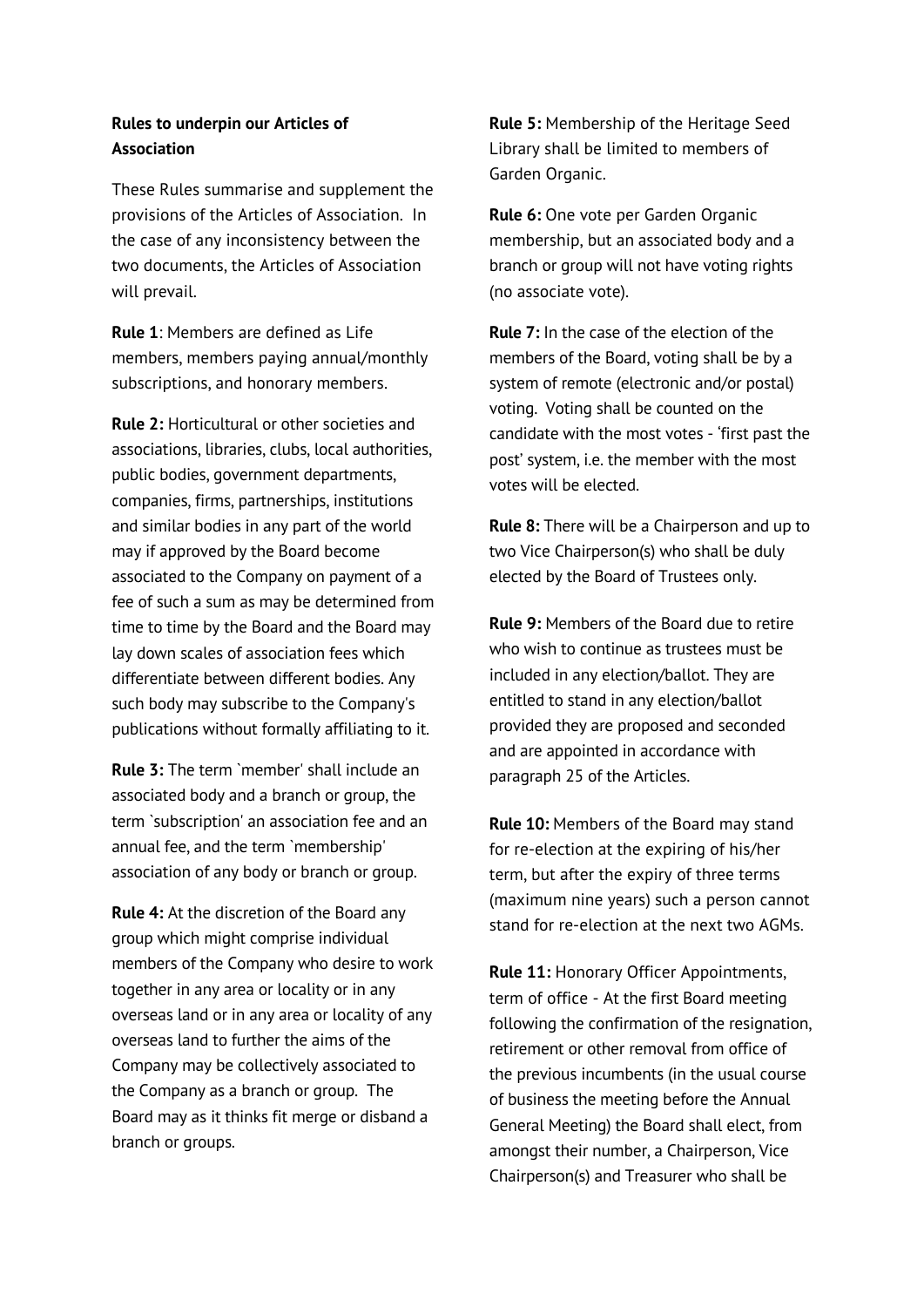**Rules to underpin our Articles of Association**

These Rules summarise and supplement the provisions of the Articles of Association. In the case of any inconsistency between the two documents, the Articles of Association will prevail.

**Rule 1**: Members are defined as Life members, members paying annual/monthly subscriptions, and honorary members.

**Rule 2:** Horticultural or other societies and associations, libraries, clubs, local authorities, public bodies, government departments, companies, firms, partnerships, institutions and similar bodies in any part of the world may if approved by the Board become associated to the Company on payment of a fee of such a sum as may be determined from time to time by the Board and the Board may lay down scales of association fees which differentiate between different bodies. Any such body may subscribe to the Company's publications without formally affiliating to it.

**Rule 3:** The term `member' shall include an associated body and a branch or group, the term `subscription' an association fee and an annual fee, and the term `membership' association of any body or branch or group.

**Rule 4:** At the discretion of the Board any group which might comprise individual members of the Company who desire to work together in any area or locality or in any overseas land or in any area or locality of any overseas land to further the aims of the Company may be collectively associated to the Company as a branch or group. The Board may as it thinks fit merge or disband a branch or groups.

**Rule 5:** Membership of the Heritage Seed Library shall be limited to members of Garden Organic.

**Rule 6:** One vote per Garden Organic membership, but an associated body and a branch or group will not have voting rights (no associate vote).

**Rule 7:** In the case of the election of the members of the Board, voting shall be by a system of remote (electronic and/or postal) voting. Voting shall be counted on the candidate with the most votes - 'first past the post' system, i.e. the member with the most votes will be elected.

**Rule 8:** There will be a Chairperson and up to two Vice Chairperson(s) who shall be duly elected by the Board of Trustees only.

**Rule 9:** Members of the Board due to retire who wish to continue as trustees must be included in any election/ballot. They are entitled to stand in any election/ballot provided they are proposed and seconded and are appointed in accordance with paragraph 25 of the Articles.

**Rule 10:** Members of the Board may stand for re-election at the expiring of his/her term, but after the expiry of three terms (maximum nine years) such a person cannot stand for re-election at the next two AGMs.

**Rule 11:** Honorary Officer Appointments, term of office - At the first Board meeting following the confirmation of the resignation, retirement or other removal from office of the previous incumbents (in the usual course of business the meeting before the Annual General Meeting) the Board shall elect, from amongst their number, a Chairperson, Vice Chairperson(s) and Treasurer who shall be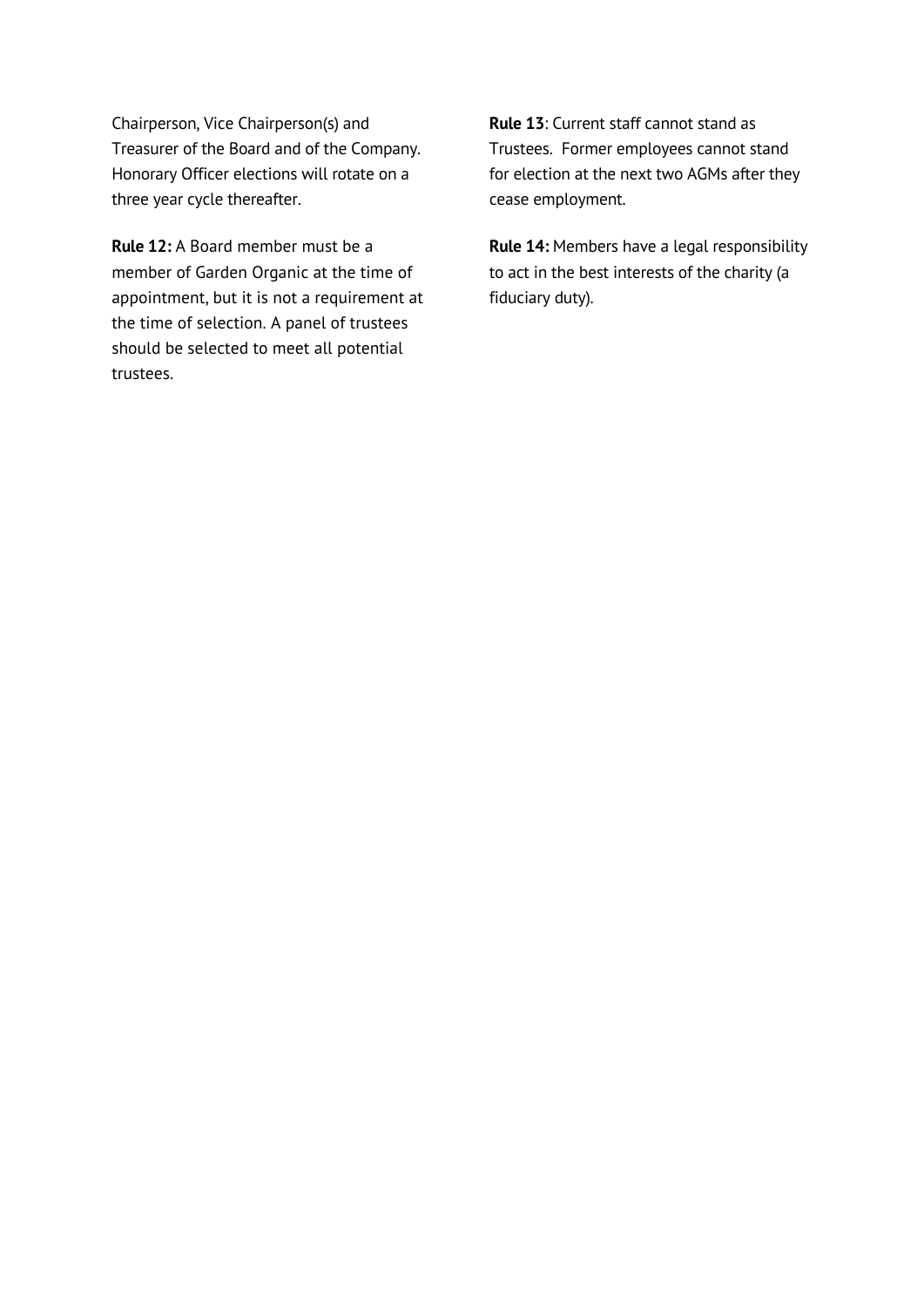Chairperson, Vice Chairperson(s) and Treasurer of the Board and of the Company. Honorary Officer elections will rotate on a three year cycle thereafter.

**Rule 12:** A Board member must be a member of Garden Organic at the time of appointment, but it is not a requirement at the time of selection. A panel of trustees should be selected to meet all potential trustees.

**Rule 13**: Current staff cannot stand as Trustees. Former employees cannot stand for election at the next two AGMs after they cease employment.

**Rule 14:** Members have a legal responsibility to act in the best interests of the charity (a fiduciary duty).